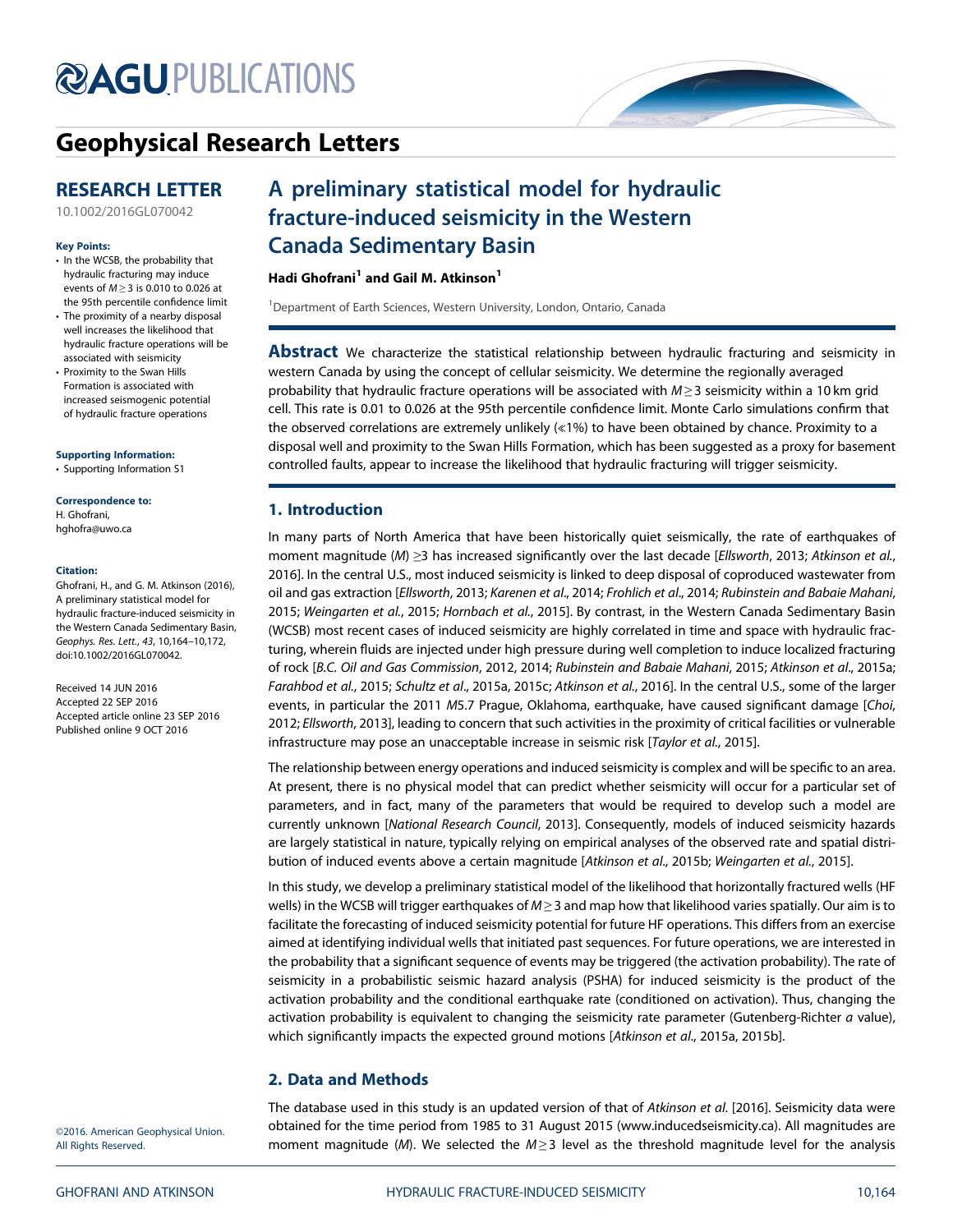# A preliminary statistical model for hydraulic fracture-induced seismicity in the Western Canada Sedimentary Basin

**RESEARCH LETTER**

10.1002/2016GL070042

**Key Points:**

- In the WCSB, the probability that hydraulic fracturing may induce events of $M \geq 3$ is 0.010 to 0.026 at the 95th percentile confidence limit
- The proximity of a nearby disposal well increases the likelihood that hydraulic fracture operations will be associated with seismicity
- Proximity to the Swan Hills Formation is associated with increased seismogenic potential of hydraulic fracture operations

**Supporting Information:**

- Supporting Information S1

**Correspondence to:**

H. Ghofrani,
hghofra@uwo.ca

**Citation:**

Ghofrani, H., and G. M. Atkinson (2016), A preliminary statistical model for hydraulic fracture-induced seismicity in the Western Canada Sedimentary Basin, *Geophys. Res. Lett.*, *43*, 10,164–10,172, doi:10.1002/2016GL070042.

Received 14 JUN 2016
Accepted 22 SEP 2016
Accepted article online 23 SEP 2016
Published online 9 OCT 2016

©2016. American Geophysical Union. All Rights Reserved.

**Hadi Ghofrani**[1] **and Gail M. Atkinson**[1]

[1]Department of Earth Sciences, Western University, London, Ontario, Canada

**Abstract** We characterize the statistical relationship between hydraulic fracturing and seismicity in western Canada by using the concept of cellular seismicity. We determine the regionally averaged probability that hydraulic fracture operations will be associated with $M \geq 3$ seismicity within a 10 km grid cell. This rate is 0.01 to 0.026 at the 95th percentile confidence limit. Monte Carlo simulations confirm that the observed correlations are extremely unlikely ($\ll$1%) to have been obtained by chance. Proximity to a disposal well and proximity to the Swan Hills Formation, which has been suggested as a proxy for basement controlled faults, appear to increase the likelihood that hydraulic fracturing will trigger seismicity.

## 1. Introduction

In many parts of North America that have been historically quiet seismically, the rate of earthquakes of moment magnitude ($M$) $\geq$3 has increased significantly over the last decade [*Ellsworth*, 2013; *Atkinson et al.*, 2016]. In the central U.S., most induced seismicity is linked to deep disposal of coproduced wastewater from oil and gas extraction [*Ellsworth*, 2013; *Karenen et al.*, 2014; *Frohlich et al.*, 2014; *Rubinstein and Babaie Mahani*, 2015; *Weingarten et al.*, 2015; *Hornbach et al.*, 2015]. By contrast, in the Western Canada Sedimentary Basin (WCSB) most recent cases of induced seismicity are highly correlated in time and space with hydraulic fracturing, wherein fluids are injected under high pressure during well completion to induce localized fracturing of rock [*B.C. Oil and Gas Commission*, 2012, 2014; *Rubinstein and Babaie Mahani*, 2015; *Atkinson et al.*, 2015a; *Farahbod et al.*, 2015; *Schultz et al.*, 2015a, 2015c; *Atkinson et al.*, 2016]. In the central U.S., some of the larger events, in particular the 2011 $M$5.7 Prague, Oklahoma, earthquake, have caused significant damage [*Choi*, 2012; *Ellsworth*, 2013], leading to concern that such activities in the proximity of critical facilities or vulnerable infrastructure may pose an unacceptable increase in seismic risk [*Taylor et al.*, 2015].

The relationship between energy operations and induced seismicity is complex and will be specific to an area. At present, there is no physical model that can predict whether seismicity will occur for a particular set of parameters, and in fact, many of the parameters that would be required to develop such a model are currently unknown [*National Research Council*, 2013]. Consequently, models of induced seismicity hazards are largely statistical in nature, typically relying on empirical analyses of the observed rate and spatial distribution of induced events above a certain magnitude [*Atkinson et al.*, 2015b; *Weingarten et al.*, 2015].

In this study, we develop a preliminary statistical model of the likelihood that horizontally fractured wells (HF wells) in the WCSB will trigger earthquakes of $M \geq 3$ and map how that likelihood varies spatially. Our aim is to facilitate the forecasting of induced seismicity potential for future HF operations. This differs from an exercise aimed at identifying individual wells that initiated past sequences. For future operations, we are interested in the probability that a significant sequence of events may be triggered (the activation probability). The rate of seismicity in a probabilistic seismic hazard analysis (PSHA) for induced seismicity is the product of the activation probability and the conditional earthquake rate (conditioned on activation). Thus, changing the activation probability is equivalent to changing the seismicity rate parameter (Gutenberg-Richter $a$ value), which significantly impacts the expected ground motions [*Atkinson et al.*, 2015a, 2015b].

## 2. Data and Methods

The database used in this study is an updated version of that of *Atkinson et al.* [2016]. Seismicity data were obtained for the time period from 1985 to 31 August 2015 (www.inducedseismicity.ca). All magnitudes are moment magnitude ($M$). We selected the $M \geq 3$ level as the threshold magnitude level for the analysis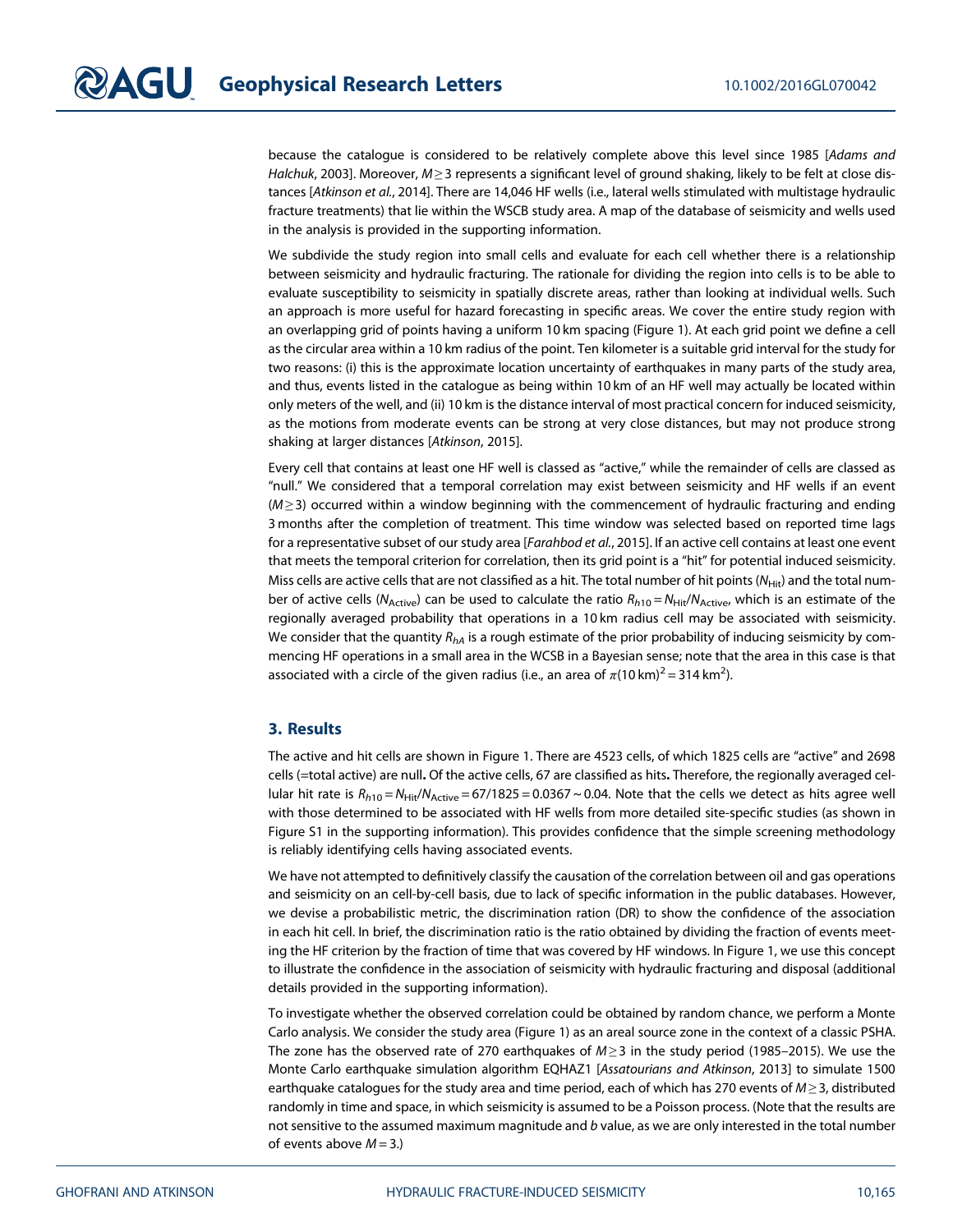because the catalogue is considered to be relatively complete above this level since 1985 [*Adams and Halchuk*, 2003]. Moreover, $M \geq 3$ represents a significant level of ground shaking, likely to be felt at close distances [*Atkinson et al.*, 2014]. There are 14,046 HF wells (i.e., lateral wells stimulated with multistage hydraulic fracture treatments) that lie within the WSCB study area. A map of the database of seismicity and wells used in the analysis is provided in the supporting information.

We subdivide the study region into small cells and evaluate for each cell whether there is a relationship between seismicity and hydraulic fracturing. The rationale for dividing the region into cells is to be able to evaluate susceptibility to seismicity in spatially discrete areas, rather than looking at individual wells. Such an approach is more useful for hazard forecasting in specific areas. We cover the entire study region with an overlapping grid of points having a uniform 10 km spacing (Figure 1). At each grid point we define a cell as the circular area within a 10 km radius of the point. Ten kilometer is a suitable grid interval for the study for two reasons: (i) this is the approximate location uncertainty of earthquakes in many parts of the study area, and thus, events listed in the catalogue as being within 10 km of an HF well may actually be located within only meters of the well, and (ii) 10 km is the distance interval of most practical concern for induced seismicity, as the motions from moderate events can be strong at very close distances, but may not produce strong shaking at larger distances [*Atkinson*, 2015].

Every cell that contains at least one HF well is classed as "active," while the remainder of cells are classed as "null." We considered that a temporal correlation may exist between seismicity and HF wells if an event ($M \geq 3$) occurred within a window beginning with the commencement of hydraulic fracturing and ending 3 months after the completion of treatment. This time window was selected based on reported time lags for a representative subset of our study area [*Farahbod et al.*, 2015]. If an active cell contains at least one event that meets the temporal criterion for correlation, then its grid point is a "hit" for potential induced seismicity. Miss cells are active cells that are not classified as a hit. The total number of hit points ($N_{\text{Hit}}$) and the total number of active cells ($N_{\text{Active}}$) can be used to calculate the ratio $R_{h10} = N_{\text{Hit}}/N_{\text{Active}}$, which is an estimate of the regionally averaged probability that operations in a 10 km radius cell may be associated with seismicity. We consider that the quantity $R_{hA}$ is a rough estimate of the prior probability of inducing seismicity by commencing HF operations in a small area in the WCSB in a Bayesian sense; note that the area in this case is that associated with a circle of the given radius (i.e., an area of $\pi(10\,\text{km})^2 = 314\,\text{km}^2$).

## 3. Results

The active and hit cells are shown in Figure 1. There are 4523 cells, of which 1825 cells are "active" and 2698 cells (=total active) are null**.** Of the active cells, 67 are classified as hits**.** Therefore, the regionally averaged cellular hit rate is $R_{h10} = N_{\text{Hit}}/N_{\text{Active}} = 67/1825 = 0.0367 \sim 0.04$. Note that the cells we detect as hits agree well with those determined to be associated with HF wells from more detailed site-specific studies (as shown in Figure S1 in the supporting information). This provides confidence that the simple screening methodology is reliably identifying cells having associated events.

We have not attempted to definitively classify the causation of the correlation between oil and gas operations and seismicity on an cell-by-cell basis, due to lack of specific information in the public databases. However, we devise a probabilistic metric, the discrimination ration (DR) to show the confidence of the association in each hit cell. In brief, the discrimination ratio is the ratio obtained by dividing the fraction of events meeting the HF criterion by the fraction of time that was covered by HF windows. In Figure 1, we use this concept to illustrate the confidence in the association of seismicity with hydraulic fracturing and disposal (additional details provided in the supporting information).

To investigate whether the observed correlation could be obtained by random chance, we perform a Monte Carlo analysis. We consider the study area (Figure 1) as an areal source zone in the context of a classic PSHA. The zone has the observed rate of 270 earthquakes of $M \geq 3$ in the study period (1985–2015). We use the Monte Carlo earthquake simulation algorithm EQHAZ1 [*Assatourians and Atkinson*, 2013] to simulate 1500 earthquake catalogues for the study area and time period, each of which has 270 events of $M \geq 3$, distributed randomly in time and space, in which seismicity is assumed to be a Poisson process. (Note that the results are not sensitive to the assumed maximum magnitude and $b$ value, as we are only interested in the total number of events above $M = 3$.)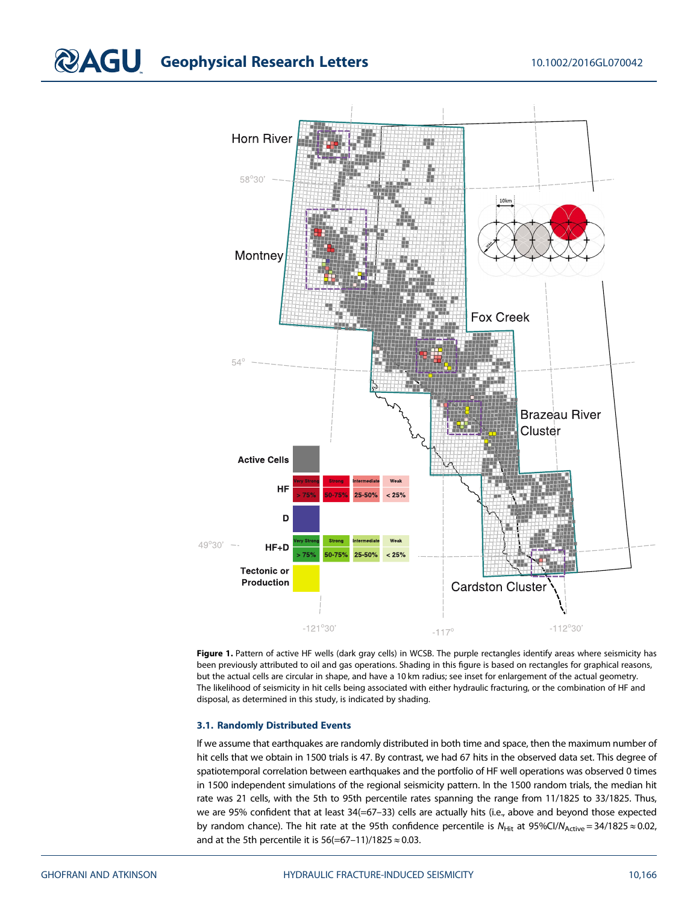**Figure 1.** Pattern of active HF wells (dark gray cells) in WCSB. The purple rectangles identify areas where seismicity has been previously attributed to oil and gas operations. Shading in this figure is based on rectangles for graphical reasons, but the actual cells are circular in shape, and have a 10 km radius; see inset for enlargement of the actual geometry. The likelihood of seismicity in hit cells being associated with either hydraulic fracturing, or the combination of HF and disposal, as determined in this study, is indicated by shading.

### 3.1. Randomly Distributed Events

If we assume that earthquakes are randomly distributed in both time and space, then the maximum number of hit cells that we obtain in 1500 trials is 47. By contrast, we had 67 hits in the observed data set. This degree of spatiotemporal correlation between earthquakes and the portfolio of HF well operations was observed 0 times in 1500 independent simulations of the regional seismicity pattern. In the 1500 random trials, the median hit rate was 21 cells, with the 5th to 95th percentile rates spanning the range from 11/1825 to 33/1825. Thus, we are 95% confident that at least 34(=67–33) cells are actually hits (i.e., above and beyond those expected by random chance). The hit rate at the 95th confidence percentile is $N_{\text{Hit}}$ at $95\%\text{CI}/N_{\text{Active}} = 34/1825 \approx 0.02$, and at the 5th percentile it is $56(=67-11)/1825 \approx 0.03$.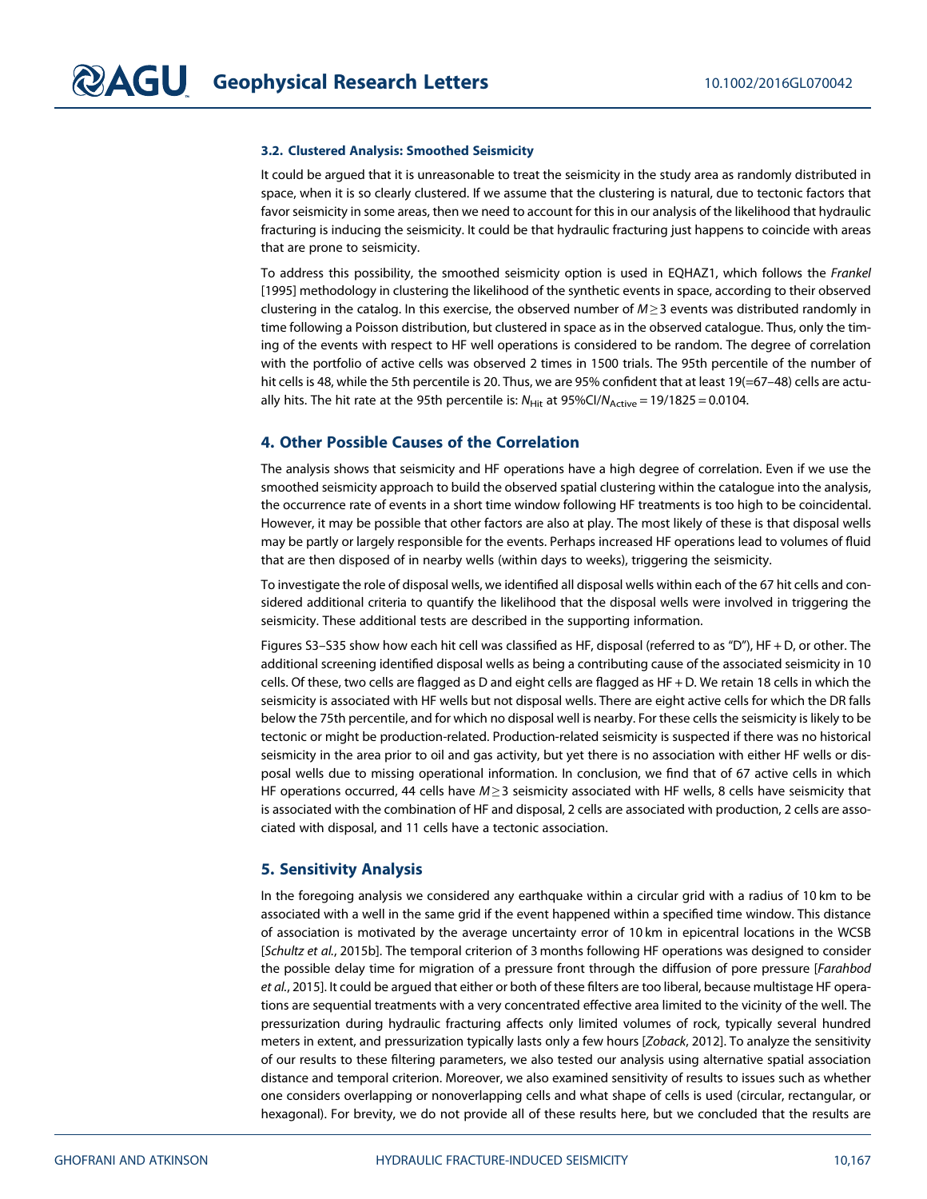### 3.2. Clustered Analysis: Smoothed Seismicity

It could be argued that it is unreasonable to treat the seismicity in the study area as randomly distributed in space, when it is so clearly clustered. If we assume that the clustering is natural, due to tectonic factors that favor seismicity in some areas, then we need to account for this in our analysis of the likelihood that hydraulic fracturing is inducing the seismicity. It could be that hydraulic fracturing just happens to coincide with areas that are prone to seismicity.

To address this possibility, the smoothed seismicity option is used in EQHAZ1, which follows the *Frankel* [1995] methodology in clustering the likelihood of the synthetic events in space, according to their observed clustering in the catalog. In this exercise, the observed number of $M \geq 3$ events was distributed randomly in time following a Poisson distribution, but clustered in space as in the observed catalogue. Thus, only the timing of the events with respect to HF well operations is considered to be random. The degree of correlation with the portfolio of active cells was observed 2 times in 1500 trials. The 95th percentile of the number of hit cells is 48, while the 5th percentile is 20. Thus, we are 95% confident that at least 19(=67–48) cells are actually hits. The hit rate at the 95th percentile is: $N_{\mathrm{Hit}}$ at 95%CI/$N_{\mathrm{Active}}$ = 19/1825 = 0.0104.

## 4. Other Possible Causes of the Correlation

The analysis shows that seismicity and HF operations have a high degree of correlation. Even if we use the smoothed seismicity approach to build the observed spatial clustering within the catalogue into the analysis, the occurrence rate of events in a short time window following HF treatments is too high to be coincidental. However, it may be possible that other factors are also at play. The most likely of these is that disposal wells may be partly or largely responsible for the events. Perhaps increased HF operations lead to volumes of fluid that are then disposed of in nearby wells (within days to weeks), triggering the seismicity.

To investigate the role of disposal wells, we identified all disposal wells within each of the 67 hit cells and considered additional criteria to quantify the likelihood that the disposal wells were involved in triggering the seismicity. These additional tests are described in the supporting information.

Figures S3–S35 show how each hit cell was classified as HF, disposal (referred to as "D"), HF + D, or other. The additional screening identified disposal wells as being a contributing cause of the associated seismicity in 10 cells. Of these, two cells are flagged as D and eight cells are flagged as HF + D. We retain 18 cells in which the seismicity is associated with HF wells but not disposal wells. There are eight active cells for which the DR falls below the 75th percentile, and for which no disposal well is nearby. For these cells the seismicity is likely to be tectonic or might be production-related. Production-related seismicity is suspected if there was no historical seismicity in the area prior to oil and gas activity, but yet there is no association with either HF wells or disposal wells due to missing operational information. In conclusion, we find that of 67 active cells in which HF operations occurred, 44 cells have $M \geq 3$ seismicity associated with HF wells, 8 cells have seismicity that is associated with the combination of HF and disposal, 2 cells are associated with production, 2 cells are associated with disposal, and 11 cells have a tectonic association.

## 5. Sensitivity Analysis

In the foregoing analysis we considered any earthquake within a circular grid with a radius of 10 km to be associated with a well in the same grid if the event happened within a specified time window. This distance of association is motivated by the average uncertainty error of 10 km in epicentral locations in the WCSB [*Schultz et al.*, 2015b]. The temporal criterion of 3 months following HF operations was designed to consider the possible delay time for migration of a pressure front through the diffusion of pore pressure [*Farahbod et al.*, 2015]. It could be argued that either or both of these filters are too liberal, because multistage HF operations are sequential treatments with a very concentrated effective area limited to the vicinity of the well. The pressurization during hydraulic fracturing affects only limited volumes of rock, typically several hundred meters in extent, and pressurization typically lasts only a few hours [*Zoback*, 2012]. To analyze the sensitivity of our results to these filtering parameters, we also tested our analysis using alternative spatial association distance and temporal criterion. Moreover, we also examined sensitivity of results to issues such as whether one considers overlapping or nonoverlapping cells and what shape of cells is used (circular, rectangular, or hexagonal). For brevity, we do not provide all of these results here, but we concluded that the results are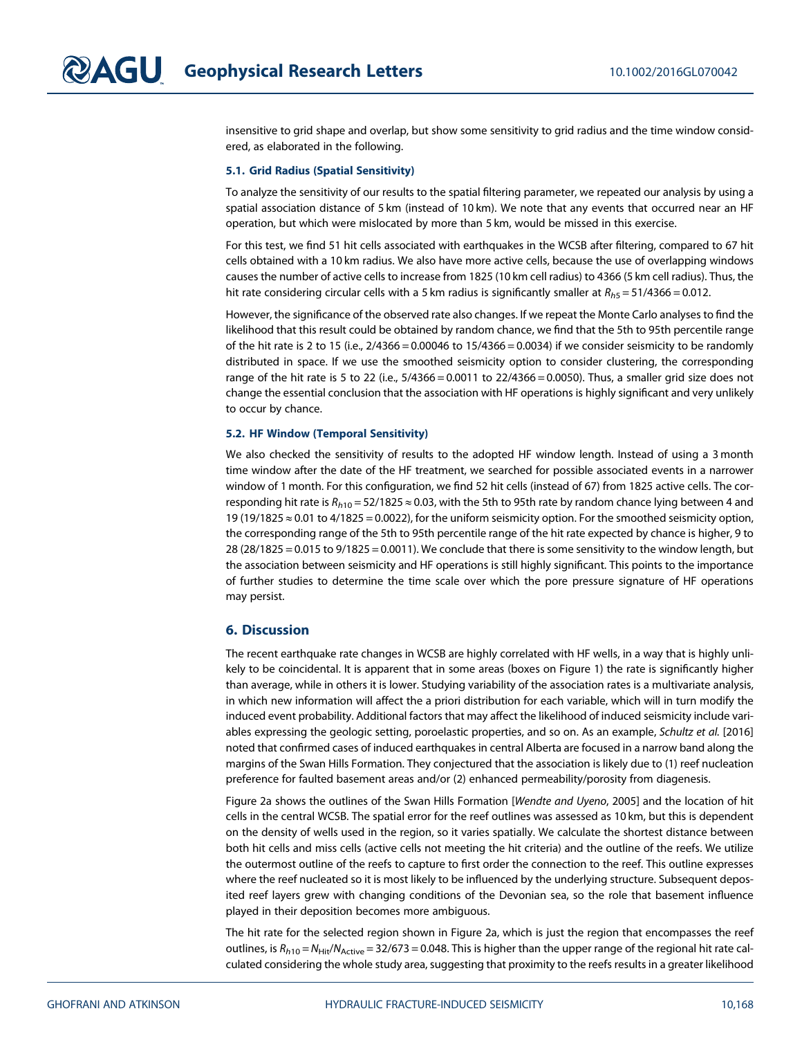insensitive to grid shape and overlap, but show some sensitivity to grid radius and the time window considered, as elaborated in the following.

### 5.1. Grid Radius (Spatial Sensitivity)

To analyze the sensitivity of our results to the spatial filtering parameter, we repeated our analysis by using a spatial association distance of 5 km (instead of 10 km). We note that any events that occurred near an HF operation, but which were mislocated by more than 5 km, would be missed in this exercise.

For this test, we find 51 hit cells associated with earthquakes in the WCSB after filtering, compared to 67 hit cells obtained with a 10 km radius. We also have more active cells, because the use of overlapping windows causes the number of active cells to increase from 1825 (10 km cell radius) to 4366 (5 km cell radius). Thus, the hit rate considering circular cells with a 5 km radius is significantly smaller at $R_{h5} = 51/4366 = 0.012$.

However, the significance of the observed rate also changes. If we repeat the Monte Carlo analyses to find the likelihood that this result could be obtained by random chance, we find that the 5th to 95th percentile range of the hit rate is 2 to 15 (i.e., $2/4366 = 0.00046$ to $15/4366 = 0.0034$) if we consider seismicity to be randomly distributed in space. If we use the smoothed seismicity option to consider clustering, the corresponding range of the hit rate is 5 to 22 (i.e., $5/4366 = 0.0011$ to $22/4366 = 0.0050$). Thus, a smaller grid size does not change the essential conclusion that the association with HF operations is highly significant and very unlikely to occur by chance.

### 5.2. HF Window (Temporal Sensitivity)

We also checked the sensitivity of results to the adopted HF window length. Instead of using a 3 month time window after the date of the HF treatment, we searched for possible associated events in a narrower window of 1 month. For this configuration, we find 52 hit cells (instead of 67) from 1825 active cells. The corresponding hit rate is $R_{h10} = 52/1825 \approx 0.03$, with the 5th to 95th rate by random chance lying between 4 and 19 ($19/1825 \approx 0.01$ to $4/1825 = 0.0022$), for the uniform seismicity option. For the smoothed seismicity option, the corresponding range of the 5th to 95th percentile range of the hit rate expected by chance is higher, 9 to 28 ($28/1825 = 0.015$ to $9/1825 = 0.0011$). We conclude that there is some sensitivity to the window length, but the association between seismicity and HF operations is still highly significant. This points to the importance of further studies to determine the time scale over which the pore pressure signature of HF operations may persist.

## 6. Discussion

The recent earthquake rate changes in WCSB are highly correlated with HF wells, in a way that is highly unlikely to be coincidental. It is apparent that in some areas (boxes on Figure 1) the rate is significantly higher than average, while in others it is lower. Studying variability of the association rates is a multivariate analysis, in which new information will affect the a priori distribution for each variable, which will in turn modify the induced event probability. Additional factors that may affect the likelihood of induced seismicity include variables expressing the geologic setting, poroelastic properties, and so on. As an example, *Schultz et al.* [2016] noted that confirmed cases of induced earthquakes in central Alberta are focused in a narrow band along the margins of the Swan Hills Formation. They conjectured that the association is likely due to (1) reef nucleation preference for faulted basement areas and/or (2) enhanced permeability/porosity from diagenesis.

Figure 2a shows the outlines of the Swan Hills Formation [*Wendte and Uyeno*, 2005] and the location of hit cells in the central WCSB. The spatial error for the reef outlines was assessed as 10 km, but this is dependent on the density of wells used in the region, so it varies spatially. We calculate the shortest distance between both hit cells and miss cells (active cells not meeting the hit criteria) and the outline of the reefs. We utilize the outermost outline of the reefs to capture to first order the connection to the reef. This outline expresses where the reef nucleated so it is most likely to be influenced by the underlying structure. Subsequent deposited reef layers grew with changing conditions of the Devonian sea, so the role that basement influence played in their deposition becomes more ambiguous.

The hit rate for the selected region shown in Figure 2a, which is just the region that encompasses the reef outlines, is $R_{h10} = N_{Hit}/N_{Active} = 32/673 = 0.048$. This is higher than the upper range of the regional hit rate calculated considering the whole study area, suggesting that proximity to the reefs results in a greater likelihood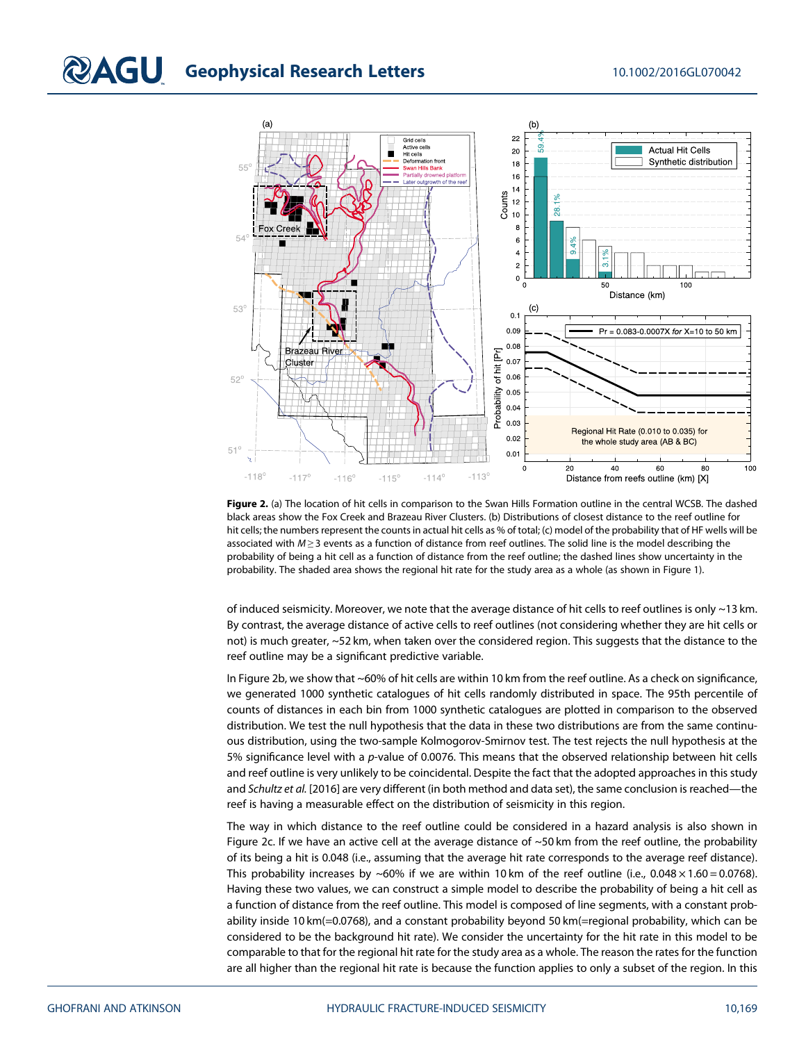**Figure 2.** (a) The location of hit cells in comparison to the Swan Hills Formation outline in the central WCSB. The dashed black areas show the Fox Creek and Brazeau River Clusters. (b) Distributions of closest distance to the reef outline for hit cells; the numbers represent the counts in actual hit cells as % of total; (c) model of the probability that of HF wells will be associated with $M \geq 3$ events as a function of distance from reef outlines. The solid line is the model describing the probability of being a hit cell as a function of distance from the reef outline; the dashed lines show uncertainty in the probability. The shaded area shows the regional hit rate for the study area as a whole (as shown in Figure 1).

of induced seismicity. Moreover, we note that the average distance of hit cells to reef outlines is only ~13 km. By contrast, the average distance of active cells to reef outlines (not considering whether they are hit cells or not) is much greater, ~52 km, when taken over the considered region. This suggests that the distance to the reef outline may be a significant predictive variable.

In Figure 2b, we show that ~60% of hit cells are within 10 km from the reef outline. As a check on significance, we generated 1000 synthetic catalogues of hit cells randomly distributed in space. The 95th percentile of counts of distances in each bin from 1000 synthetic catalogues are plotted in comparison to the observed distribution. We test the null hypothesis that the data in these two distributions are from the same continuous distribution, using the two-sample Kolmogorov-Smirnov test. The test rejects the null hypothesis at the 5% significance level with a $p$-value of 0.0076. This means that the observed relationship between hit cells and reef outline is very unlikely to be coincidental. Despite the fact that the adopted approaches in this study and *Schultz et al.* [2016] are very different (in both method and data set), the same conclusion is reached—the reef is having a measurable effect on the distribution of seismicity in this region.

The way in which distance to the reef outline could be considered in a hazard analysis is also shown in Figure 2c. If we have an active cell at the average distance of ~50 km from the reef outline, the probability of its being a hit is 0.048 (i.e., assuming that the average hit rate corresponds to the average reef distance). This probability increases by ~60% if we are within 10 km of the reef outline (i.e., $0.048 \times 1.60 = 0.0768$). Having these two values, we can construct a simple model to describe the probability of being a hit cell as a function of distance from the reef outline. This model is composed of line segments, with a constant probability inside 10 km(=0.0768), and a constant probability beyond 50 km(=regional probability, which can be considered to be the background hit rate). We consider the uncertainty for the hit rate in this model to be comparable to that for the regional hit rate for the study area as a whole. The reason the rates for the function are all higher than the regional hit rate is because the function applies to only a subset of the region. In this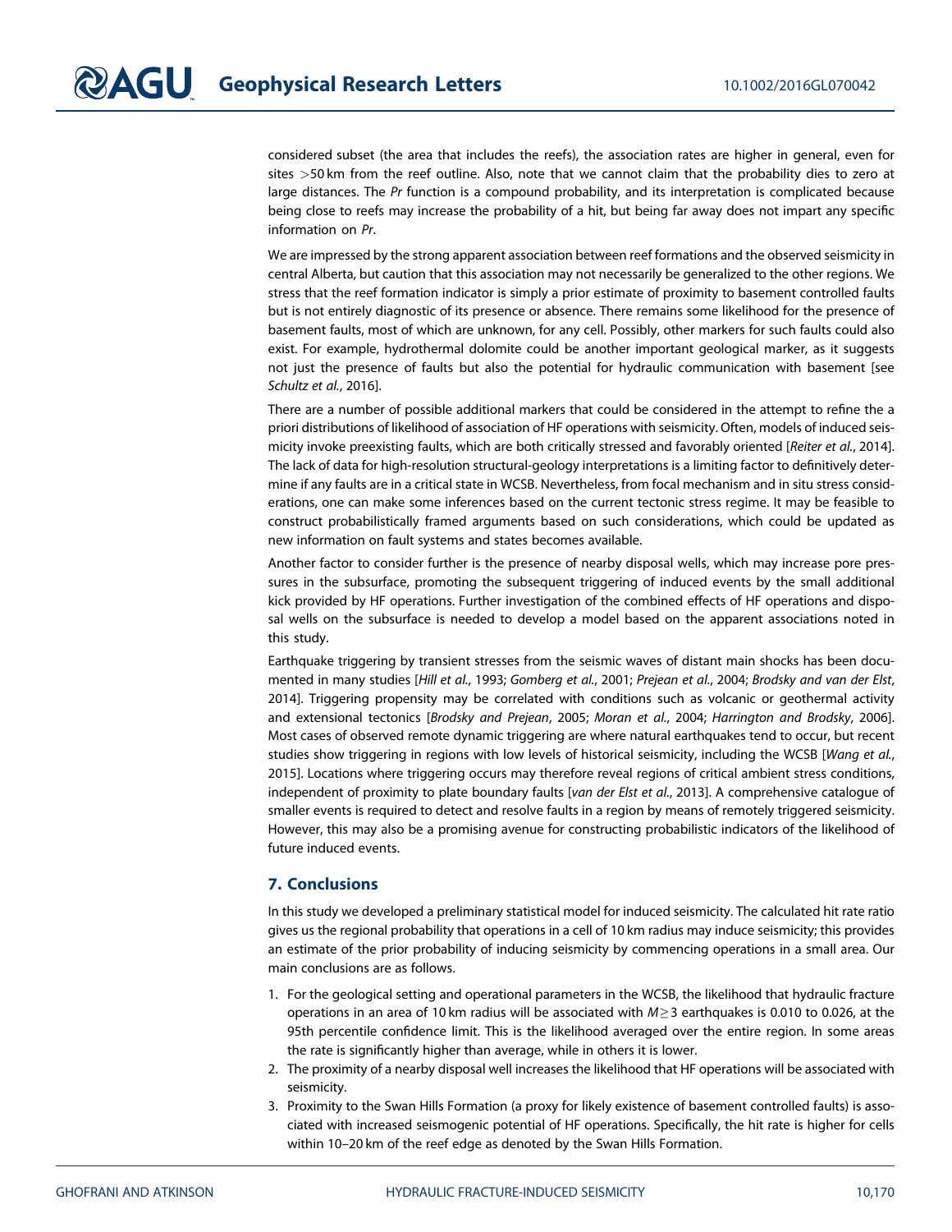considered subset (the area that includes the reefs), the association rates are higher in general, even for sites >50 km from the reef outline. Also, note that we cannot claim that the probability dies to zero at large distances. The *Pr* function is a compound probability, and its interpretation is complicated because being close to reefs may increase the probability of a hit, but being far away does not impart any specific information on *Pr*.

We are impressed by the strong apparent association between reef formations and the observed seismicity in central Alberta, but caution that this association may not necessarily be generalized to the other regions. We stress that the reef formation indicator is simply a prior estimate of proximity to basement controlled faults but is not entirely diagnostic of its presence or absence. There remains some likelihood for the presence of basement faults, most of which are unknown, for any cell. Possibly, other markers for such faults could also exist. For example, hydrothermal dolomite could be another important geological marker, as it suggests not just the presence of faults but also the potential for hydraulic communication with basement [see *Schultz et al.*, 2016].

There are a number of possible additional markers that could be considered in the attempt to refine the a priori distributions of likelihood of association of HF operations with seismicity. Often, models of induced seismicity invoke preexisting faults, which are both critically stressed and favorably oriented [*Reiter et al.*, 2014]. The lack of data for high-resolution structural-geology interpretations is a limiting factor to definitively determine if any faults are in a critical state in WCSB. Nevertheless, from focal mechanism and in situ stress considerations, one can make some inferences based on the current tectonic stress regime. It may be feasible to construct probabilistically framed arguments based on such considerations, which could be updated as new information on fault systems and states becomes available.

Another factor to consider further is the presence of nearby disposal wells, which may increase pore pressures in the subsurface, promoting the subsequent triggering of induced events by the small additional kick provided by HF operations. Further investigation of the combined effects of HF operations and disposal wells on the subsurface is needed to develop a model based on the apparent associations noted in this study.

Earthquake triggering by transient stresses from the seismic waves of distant main shocks has been documented in many studies [*Hill et al.*, 1993; *Gomberg et al.*, 2001; *Prejean et al.*, 2004; *Brodsky and van der Elst*, 2014]. Triggering propensity may be correlated with conditions such as volcanic or geothermal activity and extensional tectonics [*Brodsky and Prejean*, 2005; *Moran et al.*, 2004; *Harrington and Brodsky*, 2006]. Most cases of observed remote dynamic triggering are where natural earthquakes tend to occur, but recent studies show triggering in regions with low levels of historical seismicity, including the WCSB [*Wang et al.*, 2015]. Locations where triggering occurs may therefore reveal regions of critical ambient stress conditions, independent of proximity to plate boundary faults [*van der Elst et al.*, 2013]. A comprehensive catalogue of smaller events is required to detect and resolve faults in a region by means of remotely triggered seismicity. However, this may also be a promising avenue for constructing probabilistic indicators of the likelihood of future induced events.

## 7. Conclusions

In this study we developed a preliminary statistical model for induced seismicity. The calculated hit rate ratio gives us the regional probability that operations in a cell of 10 km radius may induce seismicity; this provides an estimate of the prior probability of inducing seismicity by commencing operations in a small area. Our main conclusions are as follows.

1. For the geological setting and operational parameters in the WCSB, the likelihood that hydraulic fracture operations in an area of 10 km radius will be associated with $M \geq 3$ earthquakes is 0.010 to 0.026, at the 95th percentile confidence limit. This is the likelihood averaged over the entire region. In some areas the rate is significantly higher than average, while in others it is lower.
2. The proximity of a nearby disposal well increases the likelihood that HF operations will be associated with seismicity.
3. Proximity to the Swan Hills Formation (a proxy for likely existence of basement controlled faults) is associated with increased seismogenic potential of HF operations. Specifically, the hit rate is higher for cells within 10–20 km of the reef edge as denoted by the Swan Hills Formation.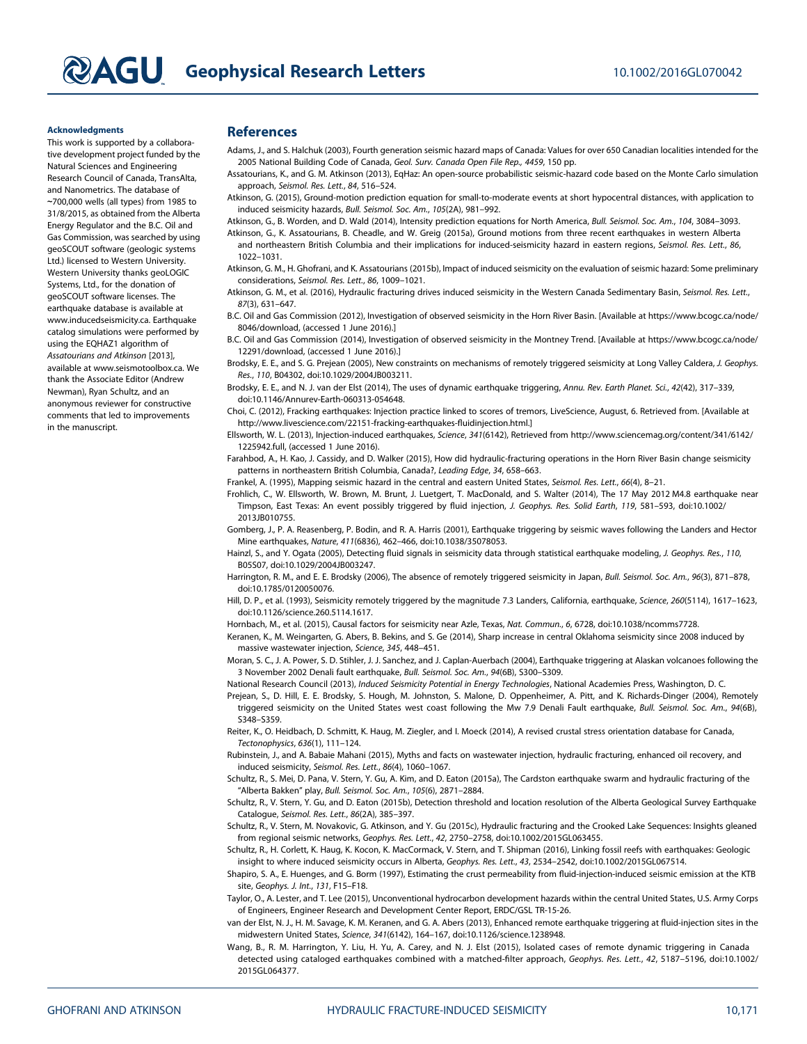### Acknowledgments

This work is supported by a collaborative development project funded by the Natural Sciences and Engineering Research Council of Canada, TransAlta, and Nanometrics. The database of ~700,000 wells (all types) from 1985 to 31/8/2015, as obtained from the Alberta Energy Regulator and the B.C. Oil and Gas Commission, was searched by using geoSCOUT software (geologic systems Ltd.) licensed to Western University. Western University thanks geoLOGIC Systems, Ltd., for the donation of geoSCOUT software licenses. The earthquake database is available at www.inducedseismicity.ca. Earthquake catalog simulations were performed by using the EQHAZ1 algorithm of *Assatourians and Atkinson* [2013], available at www.seismotoolbox.ca. We thank the Associate Editor (Andrew Newman), Ryan Schultz, and an anonymous reviewer for constructive comments that led to improvements in the manuscript.

## References

Adams, J., and S. Halchuk (2003), Fourth generation seismic hazard maps of Canada: Values for over 650 Canadian localities intended for the 2005 National Building Code of Canada, *Geol. Surv. Canada Open File Rep., 4459*, 150 pp.

Assatourians, K., and G. M. Atkinson (2013), EqHaz: An open-source probabilistic seismic-hazard code based on the Monte Carlo simulation approach, *Seismol. Res. Lett., 84*, 516–524.

Atkinson, G. (2015), Ground-motion prediction equation for small-to-moderate events at short hypocentral distances, with application to induced seismicity hazards, *Bull. Seismol. Soc. Am., 105*(2A), 981–992.

Atkinson, G., B. Worden, and D. Wald (2014), Intensity prediction equations for North America, *Bull. Seismol. Soc. Am., 104*, 3084–3093.

Atkinson, G., K. Assatourians, B. Cheadle, and W. Greig (2015a), Ground motions from three recent earthquakes in western Alberta and northeastern British Columbia and their implications for induced-seismicity hazard in eastern regions, *Seismol. Res. Lett., 86*, 1022–1031.

Atkinson, G. M., H. Ghofrani, and K. Assatourians (2015b), Impact of induced seismicity on the evaluation of seismic hazard: Some preliminary considerations, *Seismol. Res. Lett., 86*, 1009–1021.

Atkinson, G. M., et al. (2016), Hydraulic fracturing drives induced seismicity in the Western Canada Sedimentary Basin, *Seismol. Res. Lett., 87*(3), 631–647.

B.C. Oil and Gas Commission (2012), Investigation of observed seismicity in the Horn River Basin. [Available at https://www.bcogc.ca/node/8046/download, (accessed 1 June 2016).]

B.C. Oil and Gas Commission (2014), Investigation of observed seismicity in the Montney Trend. [Available at https://www.bcogc.ca/node/12291/download, (accessed 1 June 2016).]

Brodsky, E. E., and S. G. Prejean (2005), New constraints on mechanisms of remotely triggered seismicity at Long Valley Caldera, *J. Geophys. Res., 110*, B04302, doi:10.1029/2004JB003211.

Brodsky, E. E., and N. J. van der Elst (2014), The uses of dynamic earthquake triggering, *Annu. Rev. Earth Planet. Sci., 42*(42), 317–339, doi:10.1146/Annurev-Earth-060313-054648.

Choi, C. (2012), Fracking earthquakes: Injection practice linked to scores of tremors, LiveScience, August, 6. Retrieved from. [Available at http://www.livescience.com/22151-fracking-earthquakes-fluidinjection.html.]

Ellsworth, W. L. (2013), Injection-induced earthquakes, *Science, 341*(6142), Retrieved from http://www.sciencemag.org/content/341/6142/1225942.full, (accessed 1 June 2016).

Farahbod, A., H. Kao, J. Cassidy, and D. Walker (2015), How did hydraulic-fracturing operations in the Horn River Basin change seismicity patterns in northeastern British Columbia, Canada?, *Leading Edge, 34*, 658–663.

Frankel, A. (1995), Mapping seismic hazard in the central and eastern United States, *Seismol. Res. Lett., 66*(4), 8–21.

Frohlich, C., W. Ellsworth, W. Brown, M. Brunt, J. Luetgert, T. MacDonald, and S. Walter (2014), The 17 May 2012 M4.8 earthquake near Timpson, East Texas: An event possibly triggered by fluid injection, *J. Geophys. Res. Solid Earth, 119*, 581–593, doi:10.1002/2013JB010755.

Gomberg, J., P. A. Reasenberg, P. Bodin, and R. A. Harris (2001), Earthquake triggering by seismic waves following the Landers and Hector Mine earthquakes, *Nature, 411*(6836), 462–466, doi:10.1038/35078053.

Hainzl, S., and Y. Ogata (2005), Detecting fluid signals in seismicity data through statistical earthquake modeling, *J. Geophys. Res., 110*, B05S07, doi:10.1029/2004JB003247.

Harrington, R. M., and E. E. Brodsky (2006), The absence of remotely triggered seismicity in Japan, *Bull. Seismol. Soc. Am., 96*(3), 871–878, doi:10.1785/0120050076.

Hill, D. P., et al. (1993), Seismicity remotely triggered by the magnitude 7.3 Landers, California, earthquake, *Science, 260*(5114), 1617–1623, doi:10.1126/science.260.5114.1617.

Hornbach, M., et al. (2015), Causal factors for seismicity near Azle, Texas, *Nat. Commun., 6*, 6728, doi:10.1038/ncomms7728.

Keranen, K., M. Weingarten, G. Abers, B. Bekins, and S. Ge (2014), Sharp increase in central Oklahoma seismicity since 2008 induced by massive wastewater injection, *Science, 345*, 448–451.

Moran, S. C., J. A. Power, S. D. Stihler, J. J. Sanchez, and J. Caplan-Auerbach (2004), Earthquake triggering at Alaskan volcanoes following the 3 November 2002 Denali fault earthquake, *Bull. Seismol. Soc. Am., 94*(6B), S300–S309.

National Research Council (2013), *Induced Seismicity Potential in Energy Technologies*, National Academies Press, Washington, D. C.

Prejean, S., D. Hill, E. E. Brodsky, S. Hough, M. Johnston, S. Malone, D. Oppenheimer, A. Pitt, and K. Richards-Dinger (2004), Remotely triggered seismicity on the United States west coast following the Mw 7.9 Denali Fault earthquake, *Bull. Seismol. Soc. Am., 94*(6B), S348–S359.

Reiter, K., O. Heidbach, D. Schmitt, K. Haug, M. Ziegler, and I. Moeck (2014), A revised crustal stress orientation database for Canada, *Tectonophysics, 636*(1), 111–124.

Rubinstein, J., and A. Babaie Mahani (2015), Myths and facts on wastewater injection, hydraulic fracturing, enhanced oil recovery, and induced seismicity, *Seismol. Res. Lett., 86*(4), 1060–1067.

Schultz, R., S. Mei, D. Pana, V. Stern, Y. Gu, A. Kim, and D. Eaton (2015a), The Cardston earthquake swarm and hydraulic fracturing of the "Alberta Bakken" play, *Bull. Seismol. Soc. Am., 105*(6), 2871–2884.

Schultz, R., V. Stern, Y. Gu, and D. Eaton (2015b), Detection threshold and location resolution of the Alberta Geological Survey Earthquake Catalogue, *Seismol. Res. Lett., 86*(2A), 385–397.

Schultz, R., V. Stern, M. Novakovic, G. Atkinson, and Y. Gu (2015c), Hydraulic fracturing and the Crooked Lake Sequences: Insights gleaned from regional seismic networks, *Geophys. Res. Lett., 42*, 2750–2758, doi:10.1002/2015GL063455.

Schultz, R., H. Corlett, K. Haug, K. Kocon, K. MacCormack, V. Stern, and T. Shipman (2016), Linking fossil reefs with earthquakes: Geologic insight to where induced seismicity occurs in Alberta, *Geophys. Res. Lett., 43*, 2534–2542, doi:10.1002/2015GL067514.

Shapiro, S. A., E. Huenges, and G. Borm (1997), Estimating the crust permeability from fluid-injection-induced seismic emission at the KTB site, *Geophys. J. Int., 131*, F15–F18.

Taylor, O., A. Lester, and T. Lee (2015), Unconventional hydrocarbon development hazards within the central United States, U.S. Army Corps of Engineers, Engineer Research and Development Center Report, ERDC/GSL TR-15-26.

van der Elst, N. J., H. M. Savage, K. M. Keranen, and G. A. Abers (2013), Enhanced remote earthquake triggering at fluid-injection sites in the midwestern United States, *Science, 341*(6142), 164–167, doi:10.1126/science.1238948.

Wang, B., R. M. Harrington, Y. Liu, H. Yu, A. Carey, and N. J. Elst (2015), Isolated cases of remote dynamic triggering in Canada detected using cataloged earthquakes combined with a matched-filter approach, *Geophys. Res. Lett., 42*, 5187–5196, doi:10.1002/2015GL064377.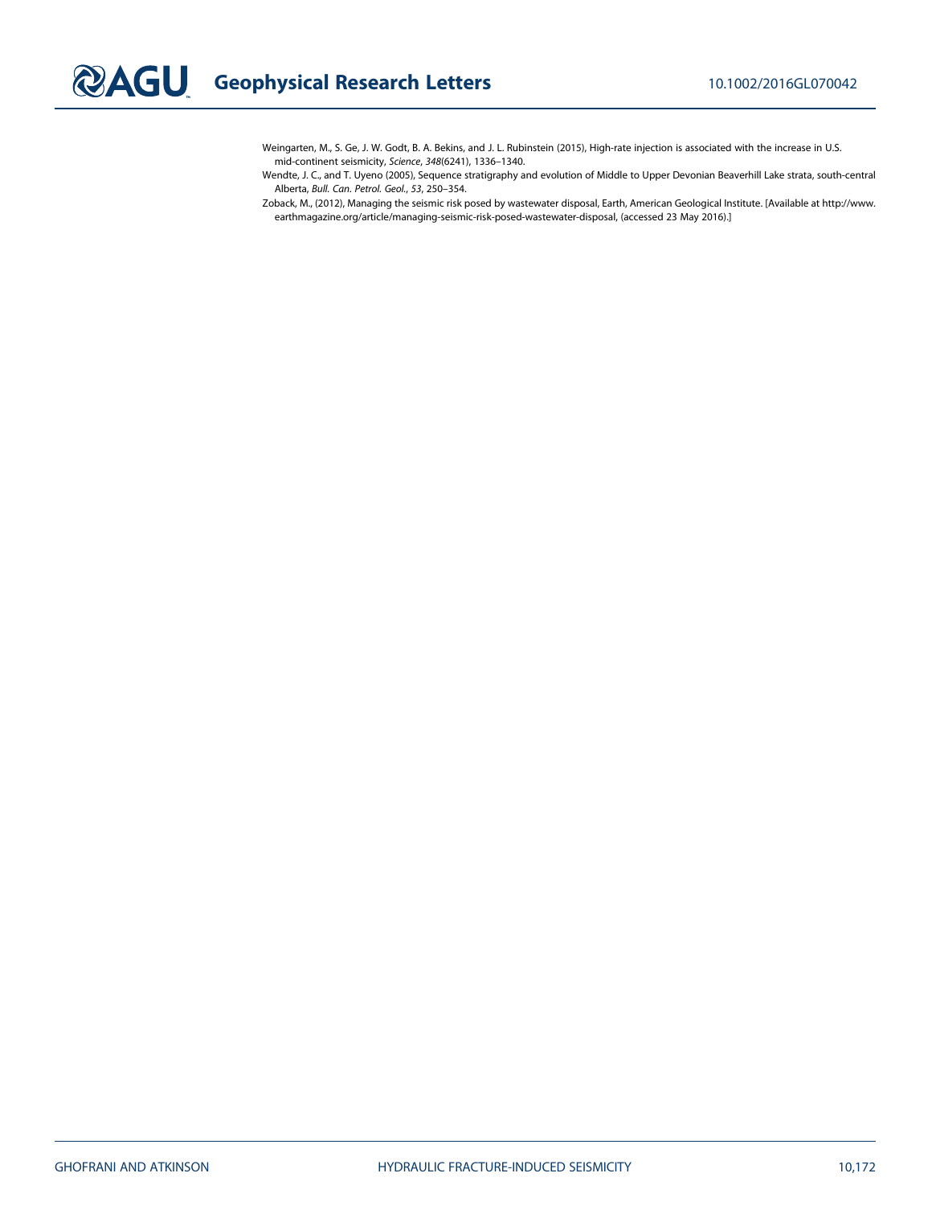Weingarten, M., S. Ge, J. W. Godt, B. A. Bekins, and J. L. Rubinstein (2015), High-rate injection is associated with the increase in U.S. mid-continent seismicity, *Science*, *348*(6241), 1336–1340.

Wendte, J. C., and T. Uyeno (2005), Sequence stratigraphy and evolution of Middle to Upper Devonian Beaverhill Lake strata, south-central Alberta, *Bull. Can. Petrol. Geol.*, *53*, 250–354.

Zoback, M., (2012), Managing the seismic risk posed by wastewater disposal, Earth, American Geological Institute. [Available at http://www.earthmagazine.org/article/managing-seismic-risk-posed-wastewater-disposal, (accessed 23 May 2016).]